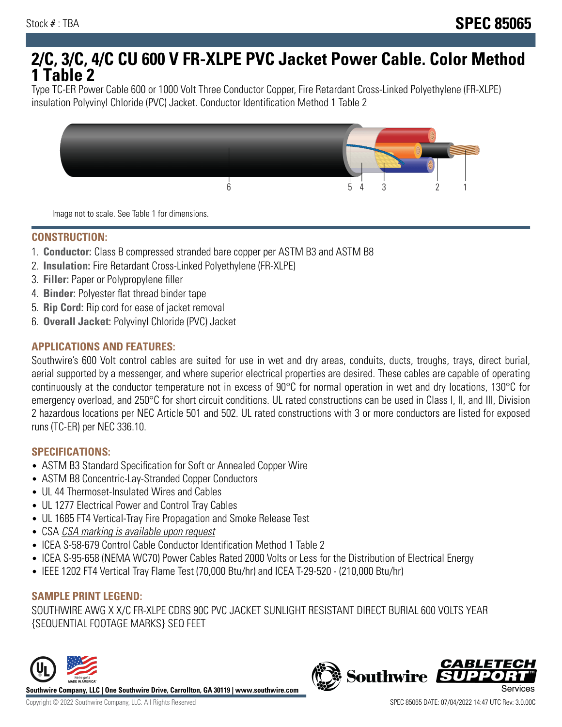Stock # : TBA

# SPEC 85065

# 2/C, 3/C, 4/C CU 600 V FR-XLPE PVC Jacket Power Cable. Color Method 1 Table 2

Type TC-ER Power Cable 600 or 1000 Volt Three Conductor Copper, Fire Retardant Cross-Linked Polyethylene (FR-XLPE) insulation Polyvinyl Chloride (PVC) Jacket. Conductor Identification Method 1 Table 2

Image not to scale. See Table 1 for dimensions.

## CONSTRUCTION:

1. **Conductor:** Class B compressed stranded bare copper per ASTM B3 and ASTM B8
2. **Insulation:** Fire Retardant Cross-Linked Polyethylene (FR-XLPE)
3. **Filler:** Paper or Polypropylene filler
4. **Binder:** Polyester flat thread binder tape
5. **Rip Cord:** Rip cord for ease of jacket removal
6. **Overall Jacket:** Polyvinyl Chloride (PVC) Jacket

## APPLICATIONS AND FEATURES:

Southwire's 600 Volt control cables are suited for use in wet and dry areas, conduits, ducts, troughs, trays, direct burial, aerial supported by a messenger, and where superior electrical properties are desired. These cables are capable of operating continuously at the conductor temperature not in excess of 90°C for normal operation in wet and dry locations, 130°C for emergency overload, and 250°C for short circuit conditions. UL rated constructions can be used in Class I, II, and III, Division 2 hazardous locations per NEC Article 501 and 502. UL rated constructions with 3 or more conductors are listed for exposed runs (TC-ER) per NEC 336.10.

## SPECIFICATIONS:

- ASTM B3 Standard Specification for Soft or Annealed Copper Wire
- ASTM B8 Concentric-Lay-Stranded Copper Conductors
- UL 44 Thermoset-Insulated Wires and Cables
- UL 1277 Electrical Power and Control Tray Cables
- UL 1685 FT4 Vertical-Tray Fire Propagation and Smoke Release Test
- CSA *CSA marking is available upon request*
- ICEA S-58-679 Control Cable Conductor Identification Method 1 Table 2
- ICEA S-95-658 (NEMA WC70) Power Cables Rated 2000 Volts or Less for the Distribution of Electrical Energy
- IEEE 1202 FT4 Vertical Tray Flame Test (70,000 Btu/hr) and ICEA T-29-520 - (210,000 Btu/hr)

## SAMPLE PRINT LEGEND:

SOUTHWIRE AWG X X/C FR-XLPE CDRS 90C PVC JACKET SUNLIGHT RESISTANT DIRECT BURIAL 600 VOLTS YEAR {SEQUENTIAL FOOTAGE MARKS} SEQ FEET

Southwire Company, LLC | One Southwire Drive, Carrollton, GA 30119 | www.southwire.com

Copyright © 2022 Southwire Company, LLC. All Rights Reserved

SPEC 85065 DATE: 07/04/2022 14:47 UTC Rev: 3.0.00C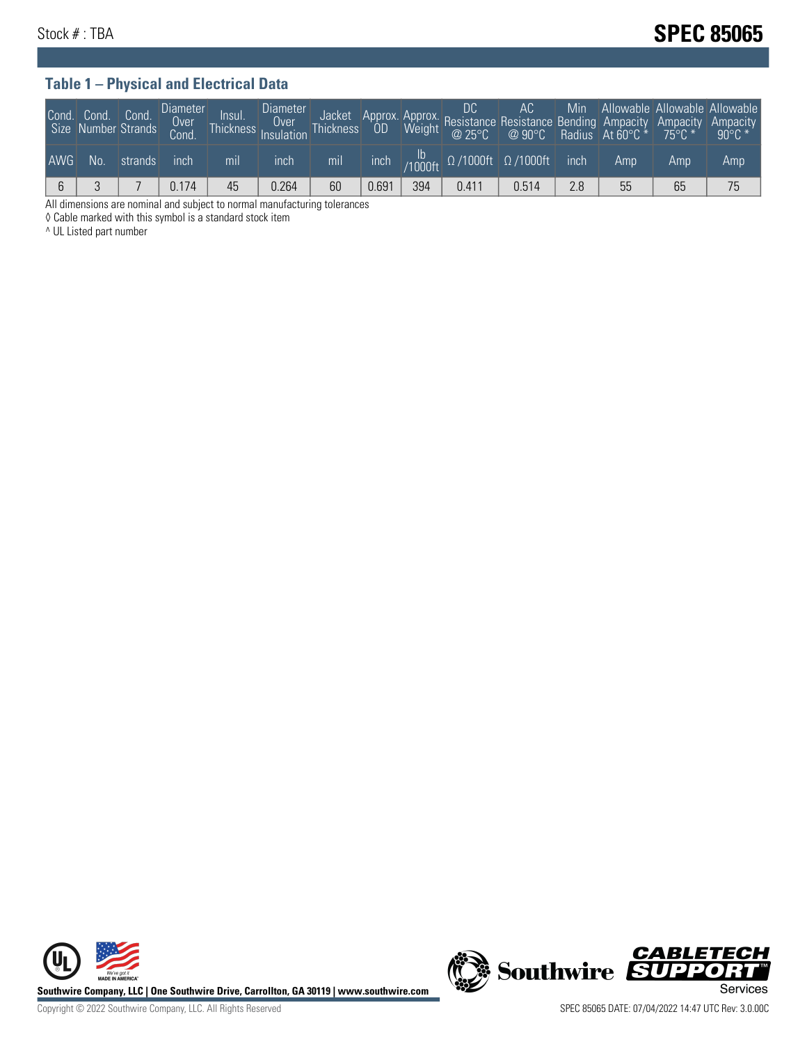### Table 1 – Physical and Electrical Data

| Cond. Size | Cond. Number | Cond. Strands | Diameter Over Cond. | Insul. Thickness | Diameter Over Insulation | Jacket Thickness | Approx. OD | Approx. Weight | DC Resistance @ 25°C | AC Resistance @ 90°C | Min Bending Radius | Allowable Ampacity At 60°C * | Allowable Ampacity 75°C * | Allowable Ampacity 90°C * |
|---|---|---|---|---|---|---|---|---|---|---|---|---|---|---|
| AWG | No. | strands | inch | mil | inch | mil | inch | lb /1000ft | Ω /1000ft | Ω /1000ft | inch | Amp | Amp | Amp |
| 6 | 3 | 7 | 0.174 | 45 | 0.264 | 60 | 0.691 | 394 | 0.411 | 0.514 | 2.8 | 55 | 65 | 75 |

All dimensions are nominal and subject to normal manufacturing tolerances

◊ Cable marked with this symbol is a standard stock item

^ UL Listed part number

Southwire Company, LLC | One Southwire Drive, Carrollton, GA 30119 | www.southwire.com

Copyright © 2022 Southwire Company, LLC. All Rights Reserved